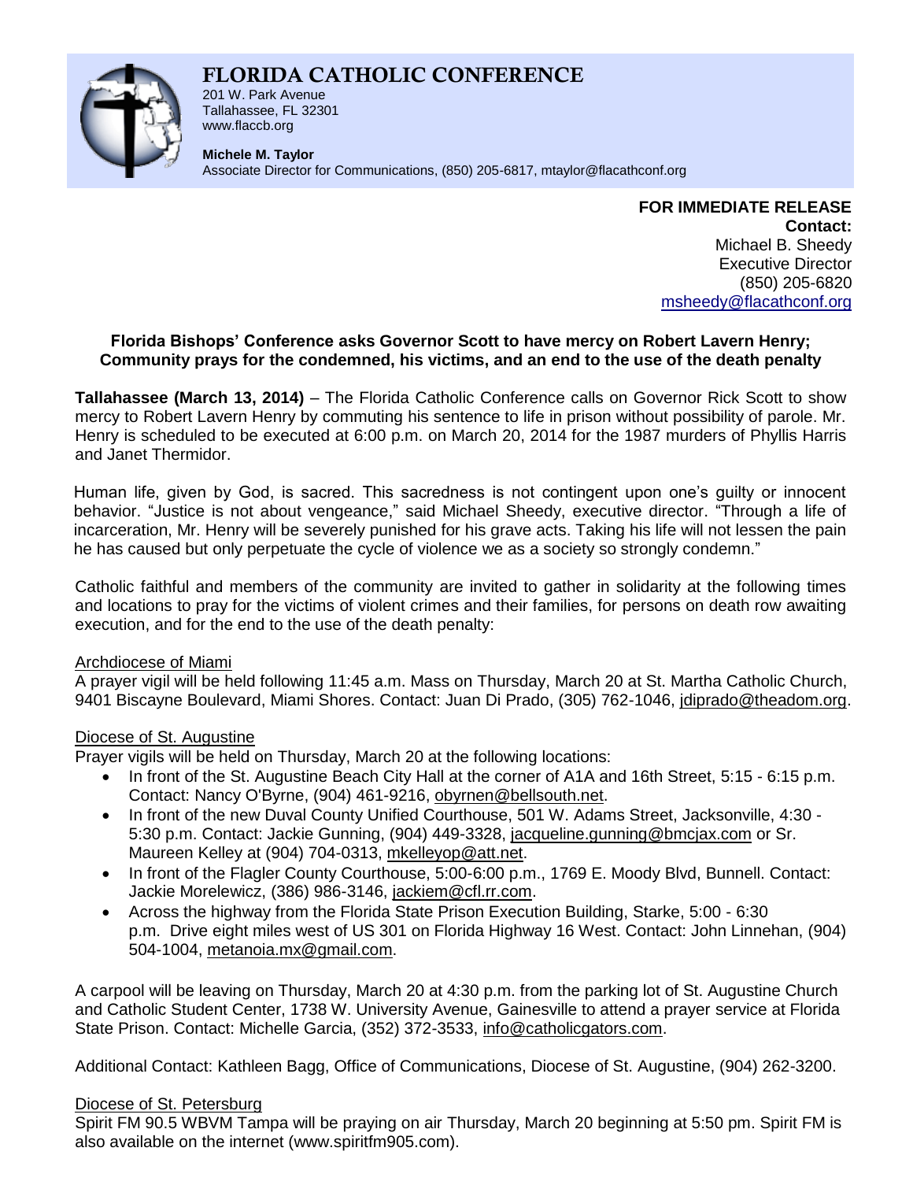# FLORIDA CATHOLIC CONFERENCE

201 W. Park Avenue
Tallahassee, FL 32301
www.flaccb.org

**Michele M. Taylor**
Associate Director for Communications, (850) 205-6817, mtaylor@flacathconf.org

**FOR IMMEDIATE RELEASE**
**Contact:**
Michael B. Sheedy
Executive Director
(850) 205-6820
msheedy@flacathconf.org

**Florida Bishops' Conference asks Governor Scott to have mercy on Robert Lavern Henry; Community prays for the condemned, his victims, and an end to the use of the death penalty**

**Tallahassee (March 13, 2014)** – The Florida Catholic Conference calls on Governor Rick Scott to show mercy to Robert Lavern Henry by commuting his sentence to life in prison without possibility of parole. Mr. Henry is scheduled to be executed at 6:00 p.m. on March 20, 2014 for the 1987 murders of Phyllis Harris and Janet Thermidor.

Human life, given by God, is sacred. This sacredness is not contingent upon one's guilty or innocent behavior. "Justice is not about vengeance," said Michael Sheedy, executive director. "Through a life of incarceration, Mr. Henry will be severely punished for his grave acts. Taking his life will not lessen the pain he has caused but only perpetuate the cycle of violence we as a society so strongly condemn."

Catholic faithful and members of the community are invited to gather in solidarity at the following times and locations to pray for the victims of violent crimes and their families, for persons on death row awaiting execution, and for the end to the use of the death penalty:

Archdiocese of Miami

A prayer vigil will be held following 11:45 a.m. Mass on Thursday, March 20 at St. Martha Catholic Church, 9401 Biscayne Boulevard, Miami Shores. Contact: Juan Di Prado, (305) 762-1046, jdiprado@theadom.org.

Diocese of St. Augustine

Prayer vigils will be held on Thursday, March 20 at the following locations:

- In front of the St. Augustine Beach City Hall at the corner of A1A and 16th Street, 5:15 - 6:15 p.m. Contact: Nancy O'Byrne, (904) 461-9216, obyrnen@bellsouth.net.
- In front of the new Duval County Unified Courthouse, 501 W. Adams Street, Jacksonville, 4:30 - 5:30 p.m. Contact: Jackie Gunning, (904) 449-3328, jacqueline.gunning@bmcjax.com or Sr. Maureen Kelley at (904) 704-0313, mkelleyop@att.net.
- In front of the Flagler County Courthouse, 5:00-6:00 p.m., 1769 E. Moody Blvd, Bunnell. Contact: Jackie Morelewicz, (386) 986-3146, jackiem@cfl.rr.com.
- Across the highway from the Florida State Prison Execution Building, Starke, 5:00 - 6:30 p.m. Drive eight miles west of US 301 on Florida Highway 16 West. Contact: John Linnehan, (904) 504-1004, metanoia.mx@gmail.com.

A carpool will be leaving on Thursday, March 20 at 4:30 p.m. from the parking lot of St. Augustine Church and Catholic Student Center, 1738 W. University Avenue, Gainesville to attend a prayer service at Florida State Prison. Contact: Michelle Garcia, (352) 372-3533, info@catholicgators.com.

Additional Contact: Kathleen Bagg, Office of Communications, Diocese of St. Augustine, (904) 262-3200.

Diocese of St. Petersburg

Spirit FM 90.5 WBVM Tampa will be praying on air Thursday, March 20 beginning at 5:50 pm. Spirit FM is also available on the internet (www.spiritfm905.com).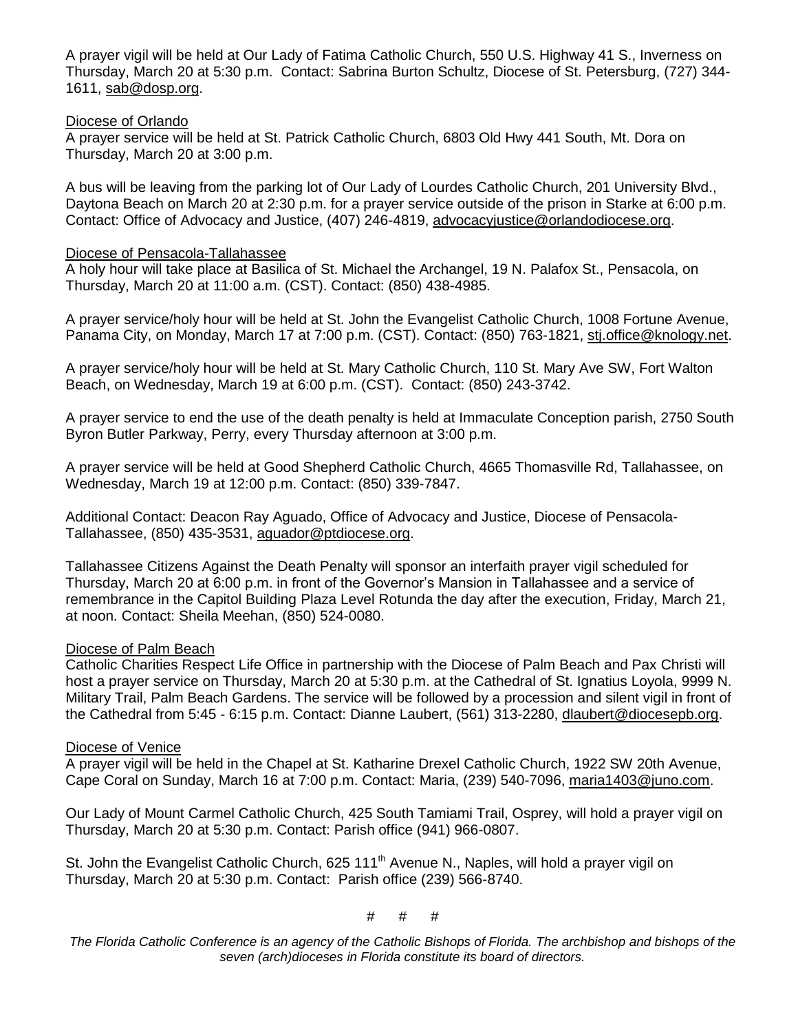A prayer vigil will be held at Our Lady of Fatima Catholic Church, 550 U.S. Highway 41 S., Inverness on Thursday, March 20 at 5:30 p.m. Contact: Sabrina Burton Schultz, Diocese of St. Petersburg, (727) 344-1611, sab@dosp.org.

Diocese of Orlando

A prayer service will be held at St. Patrick Catholic Church, 6803 Old Hwy 441 South, Mt. Dora on Thursday, March 20 at 3:00 p.m.

A bus will be leaving from the parking lot of Our Lady of Lourdes Catholic Church, 201 University Blvd., Daytona Beach on March 20 at 2:30 p.m. for a prayer service outside of the prison in Starke at 6:00 p.m. Contact: Office of Advocacy and Justice, (407) 246-4819, advocacyjustice@orlandodiocese.org.

Diocese of Pensacola-Tallahassee

A holy hour will take place at Basilica of St. Michael the Archangel, 19 N. Palafox St., Pensacola, on Thursday, March 20 at 11:00 a.m. (CST). Contact: (850) 438-4985.

A prayer service/holy hour will be held at St. John the Evangelist Catholic Church, 1008 Fortune Avenue, Panama City, on Monday, March 17 at 7:00 p.m. (CST). Contact: (850) 763-1821, stj.office@knology.net.

A prayer service/holy hour will be held at St. Mary Catholic Church, 110 St. Mary Ave SW, Fort Walton Beach, on Wednesday, March 19 at 6:00 p.m. (CST). Contact: (850) 243-3742.

A prayer service to end the use of the death penalty is held at Immaculate Conception parish, 2750 South Byron Butler Parkway, Perry, every Thursday afternoon at 3:00 p.m.

A prayer service will be held at Good Shepherd Catholic Church, 4665 Thomasville Rd, Tallahassee, on Wednesday, March 19 at 12:00 p.m. Contact: (850) 339-7847.

Additional Contact: Deacon Ray Aguado, Office of Advocacy and Justice, Diocese of Pensacola-Tallahassee, (850) 435-3531, aguador@ptdiocese.org.

Tallahassee Citizens Against the Death Penalty will sponsor an interfaith prayer vigil scheduled for Thursday, March 20 at 6:00 p.m. in front of the Governor's Mansion in Tallahassee and a service of remembrance in the Capitol Building Plaza Level Rotunda the day after the execution, Friday, March 21, at noon. Contact: Sheila Meehan, (850) 524-0080.

Diocese of Palm Beach

Catholic Charities Respect Life Office in partnership with the Diocese of Palm Beach and Pax Christi will host a prayer service on Thursday, March 20 at 5:30 p.m. at the Cathedral of St. Ignatius Loyola, 9999 N. Military Trail, Palm Beach Gardens. The service will be followed by a procession and silent vigil in front of the Cathedral from 5:45 - 6:15 p.m. Contact: Dianne Laubert, (561) 313-2280, dlaubert@diocesepb.org.

Diocese of Venice

A prayer vigil will be held in the Chapel at St. Katharine Drexel Catholic Church, 1922 SW 20th Avenue, Cape Coral on Sunday, March 16 at 7:00 p.m. Contact: Maria, (239) 540-7096, maria1403@juno.com.

Our Lady of Mount Carmel Catholic Church, 425 South Tamiami Trail, Osprey, will hold a prayer vigil on Thursday, March 20 at 5:30 p.m. Contact: Parish office (941) 966-0807.

St. John the Evangelist Catholic Church, 625 111th Avenue N., Naples, will hold a prayer vigil on Thursday, March 20 at 5:30 p.m. Contact: Parish office (239) 566-8740.

# # #

*The Florida Catholic Conference is an agency of the Catholic Bishops of Florida. The archbishop and bishops of the seven (arch)dioceses in Florida constitute its board of directors.*